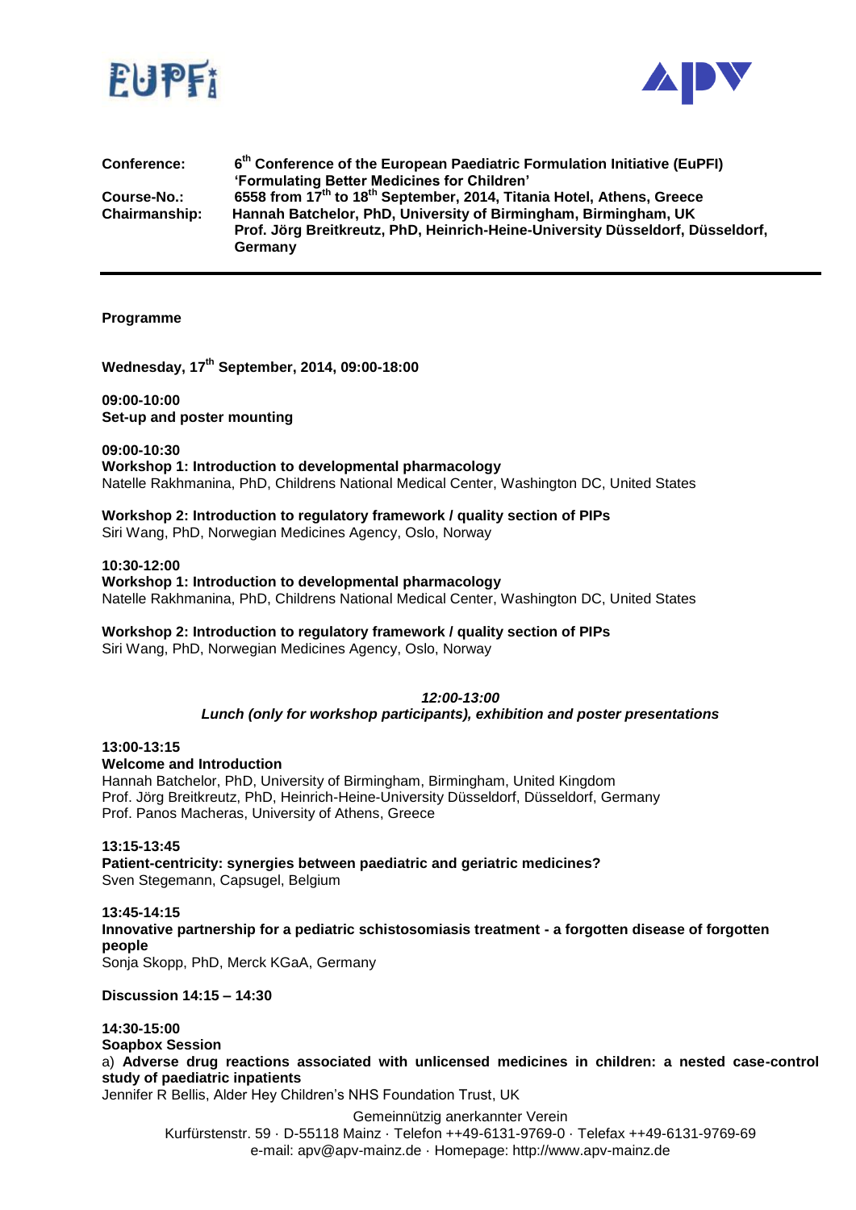**Conference:** 6th Conference of the European Paediatric Formulation Initiative (EuPFI) 'Formulating Better Medicines for Children'
**Course-No.:** 6558 from 17th to 18th September, 2014, Titania Hotel, Athens, Greece
**Chairmanship:** Hannah Batchelor, PhD, University of Birmingham, Birmingham, UK
Prof. Jörg Breitkreutz, PhD, Heinrich-Heine-University Düsseldorf, Düsseldorf, Germany

---

**Programme**

**Wednesday, 17th September, 2014, 09:00-18:00**

**09:00-10:00**
**Set-up and poster mounting**

**09:00-10:30**
**Workshop 1: Introduction to developmental pharmacology**
Natelle Rakhmanina, PhD, Childrens National Medical Center, Washington DC, United States

**Workshop 2: Introduction to regulatory framework / quality section of PIPs**
Siri Wang, PhD, Norwegian Medicines Agency, Oslo, Norway

**10:30-12:00**
**Workshop 1: Introduction to developmental pharmacology**
Natelle Rakhmanina, PhD, Childrens National Medical Center, Washington DC, United States

**Workshop 2: Introduction to regulatory framework / quality section of PIPs**
Siri Wang, PhD, Norwegian Medicines Agency, Oslo, Norway

***12:00-13:00***
***Lunch (only for workshop participants), exhibition and poster presentations***

**13:00-13:15**
**Welcome and Introduction**
Hannah Batchelor, PhD, University of Birmingham, Birmingham, United Kingdom
Prof. Jörg Breitkreutz, PhD, Heinrich-Heine-University Düsseldorf, Düsseldorf, Germany
Prof. Panos Macheras, University of Athens, Greece

**13:15-13:45**
**Patient-centricity: synergies between paediatric and geriatric medicines?**
Sven Stegemann, Capsugel, Belgium

**13:45-14:15**
**Innovative partnership for a pediatric schistosomiasis treatment - a forgotten disease of forgotten people**
Sonja Skopp, PhD, Merck KGaA, Germany

**Discussion 14:15 – 14:30**

**14:30-15:00**
**Soapbox Session**
a) **Adverse drug reactions associated with unlicensed medicines in children: a nested case-control study of paediatric inpatients**
Jennifer R Bellis, Alder Hey Children's NHS Foundation Trust, UK

Gemeinnützig anerkannter Verein
Kurfürstenstr. 59 · D-55118 Mainz · Telefon ++49-6131-9769-0 · Telefax ++49-6131-9769-69
e-mail: apv@apv-mainz.de · Homepage: http://www.apv-mainz.de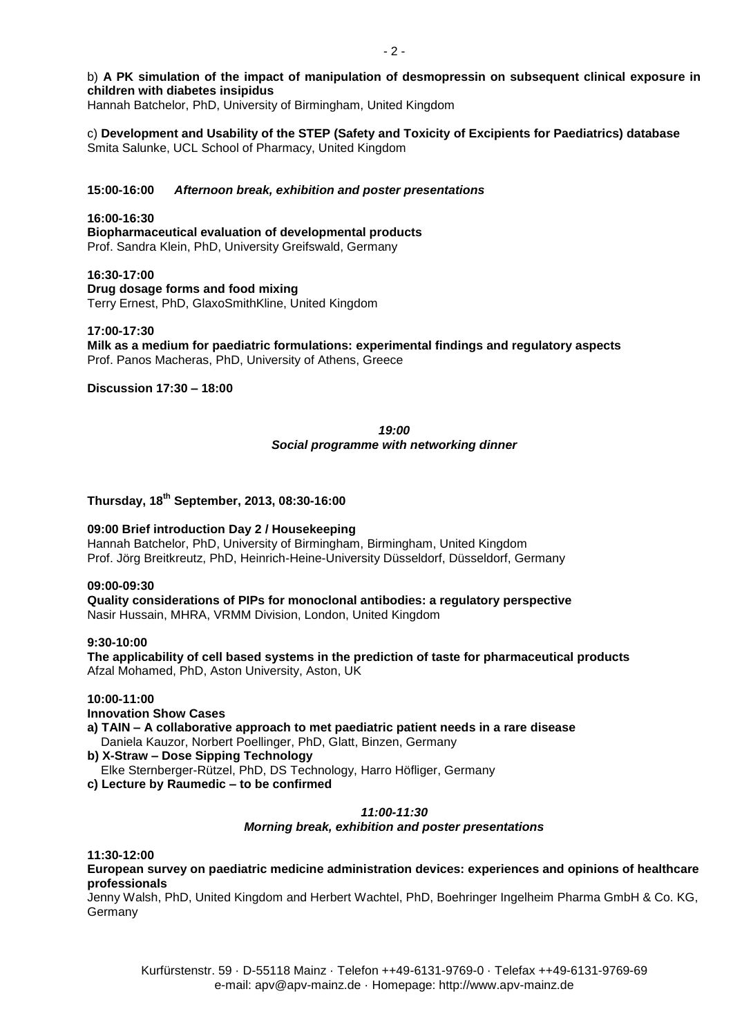b) **A PK simulation of the impact of manipulation of desmopressin on subsequent clinical exposure in children with diabetes insipidus**
Hannah Batchelor, PhD, University of Birmingham, United Kingdom

c) **Development and Usability of the STEP (Safety and Toxicity of Excipients for Paediatrics) database**
Smita Salunke, UCL School of Pharmacy, United Kingdom

**15:00-16:00** ***Afternoon break, exhibition and poster presentations***

**16:00-16:30**
**Biopharmaceutical evaluation of developmental products**
Prof. Sandra Klein, PhD, University Greifswald, Germany

**16:30-17:00**
**Drug dosage forms and food mixing**
Terry Ernest, PhD, GlaxoSmithKline, United Kingdom

**17:00-17:30**
**Milk as a medium for paediatric formulations: experimental findings and regulatory aspects**
Prof. Panos Macheras, PhD, University of Athens, Greece

**Discussion 17:30 – 18:00**

***19:00***
***Social programme with networking dinner***

## Thursday, 18th September, 2013, 08:30-16:00

**09:00 Brief introduction Day 2 / Housekeeping**
Hannah Batchelor, PhD, University of Birmingham, Birmingham, United Kingdom
Prof. Jörg Breitkreutz, PhD, Heinrich-Heine-University Düsseldorf, Düsseldorf, Germany

**09:00-09:30**
**Quality considerations of PIPs for monoclonal antibodies: a regulatory perspective**
Nasir Hussain, MHRA, VRMM Division, London, United Kingdom

**9:30-10:00**
**The applicability of cell based systems in the prediction of taste for pharmaceutical products**
Afzal Mohamed, PhD, Aston University, Aston, UK

**10:00-11:00**
**Innovation Show Cases**
**a) TAIN – A collaborative approach to met paediatric patient needs in a rare disease**
Daniela Kauzor, Norbert Poellinger, PhD, Glatt, Binzen, Germany
**b) X-Straw – Dose Sipping Technology**
Elke Sternberger-Rützel, PhD, DS Technology, Harro Höfliger, Germany
**c) Lecture by Raumedic – to be confirmed**

***11:00-11:30***
***Morning break, exhibition and poster presentations***

**11:30-12:00**
**European survey on paediatric medicine administration devices: experiences and opinions of healthcare professionals**
Jenny Walsh, PhD, United Kingdom and Herbert Wachtel, PhD, Boehringer Ingelheim Pharma GmbH & Co. KG, Germany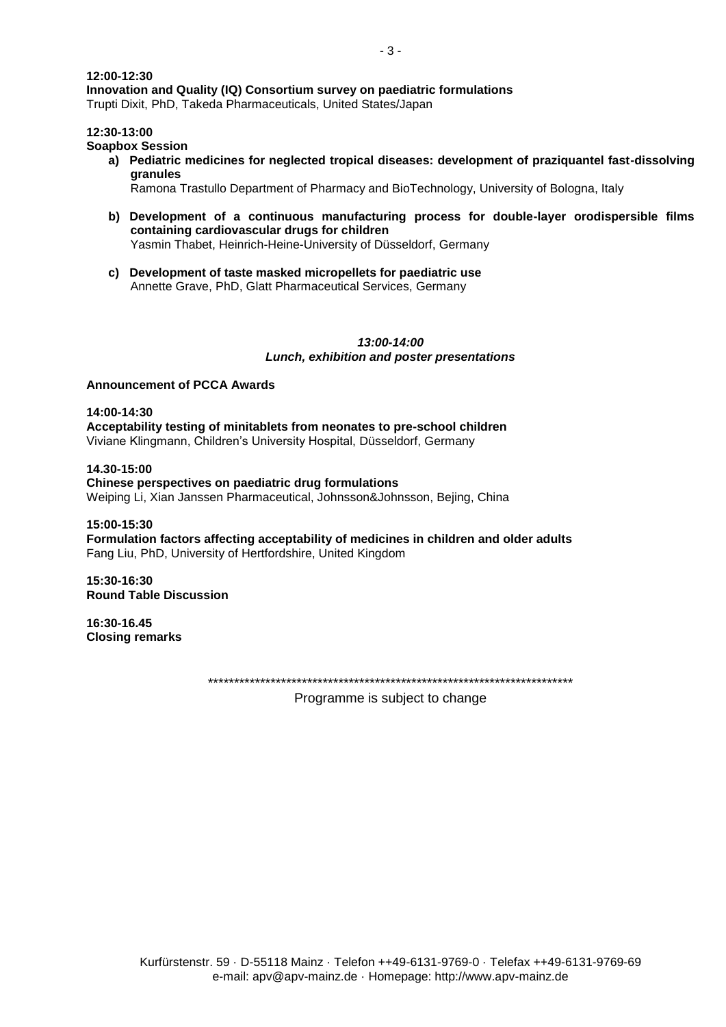**12:00-12:30**
**Innovation and Quality (IQ) Consortium survey on paediatric formulations**
Trupti Dixit, PhD, Takeda Pharmaceuticals, United States/Japan

**12:30-13:00**
**Soapbox Session**

a) **Pediatric medicines for neglected tropical diseases: development of praziquantel fast-dissolving granules**
   Ramona Trastullo Department of Pharmacy and BioTechnology, University of Bologna, Italy

b) **Development of a continuous manufacturing process for double-layer orodispersible films containing cardiovascular drugs for children**
   Yasmin Thabet, Heinrich-Heine-University of Düsseldorf, Germany

c) **Development of taste masked micropellets for paediatric use**
   Annette Grave, PhD, Glatt Pharmaceutical Services, Germany

***13:00-14:00***
***Lunch, exhibition and poster presentations***

**Announcement of PCCA Awards**

**14:00-14:30**
**Acceptability testing of minitablets from neonates to pre-school children**
Viviane Klingmann, Children's University Hospital, Düsseldorf, Germany

**14.30-15:00**
**Chinese perspectives on paediatric drug formulations**
Weiping Li, Xian Janssen Pharmaceutical, Johnsson&Johnsson, Bejing, China

**15:00-15:30**
**Formulation factors affecting acceptability of medicines in children and older adults**
Fang Liu, PhD, University of Hertfordshire, United Kingdom

**15:30-16:30**
**Round Table Discussion**

**16:30-16.45**
**Closing remarks**

************************************************************************

Programme is subject to change

Kurfürstenstr. 59 · D-55118 Mainz · Telefon ++49-6131-9769-0 · Telefax ++49-6131-9769-69
e-mail: apv@apv-mainz.de · Homepage: http://www.apv-mainz.de